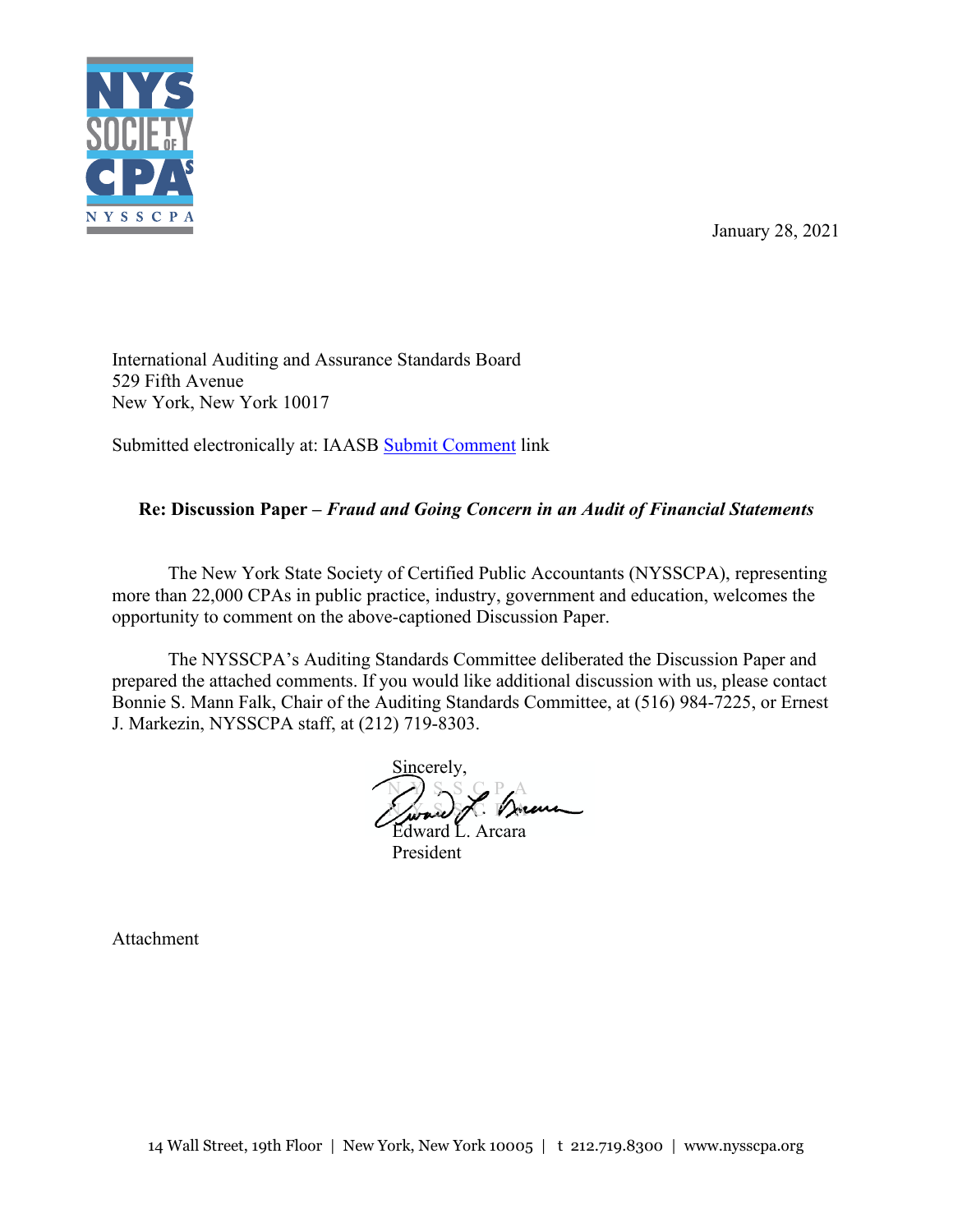January 28, 2021

International Auditing and Assurance Standards Board
529 Fifth Avenue
New York, New York 10017

Submitted electronically at: IAASB Submit Comment link

**Re: Discussion Paper – *Fraud and Going Concern in an Audit of Financial Statements***

The New York State Society of Certified Public Accountants (NYSSCPA), representing more than 22,000 CPAs in public practice, industry, government and education, welcomes the opportunity to comment on the above-captioned Discussion Paper.

The NYSSCPA's Auditing Standards Committee deliberated the Discussion Paper and prepared the attached comments. If you would like additional discussion with us, please contact Bonnie S. Mann Falk, Chair of the Auditing Standards Committee, at (516) 984-7225, or Ernest J. Markezin, NYSSCPA staff, at (212) 719-8303.

Sincerely,

Edward L. Arcara
President

Attachment

14 Wall Street, 19th Floor | New York, New York 10005 | t 212.719.8300 | www.nysscpa.org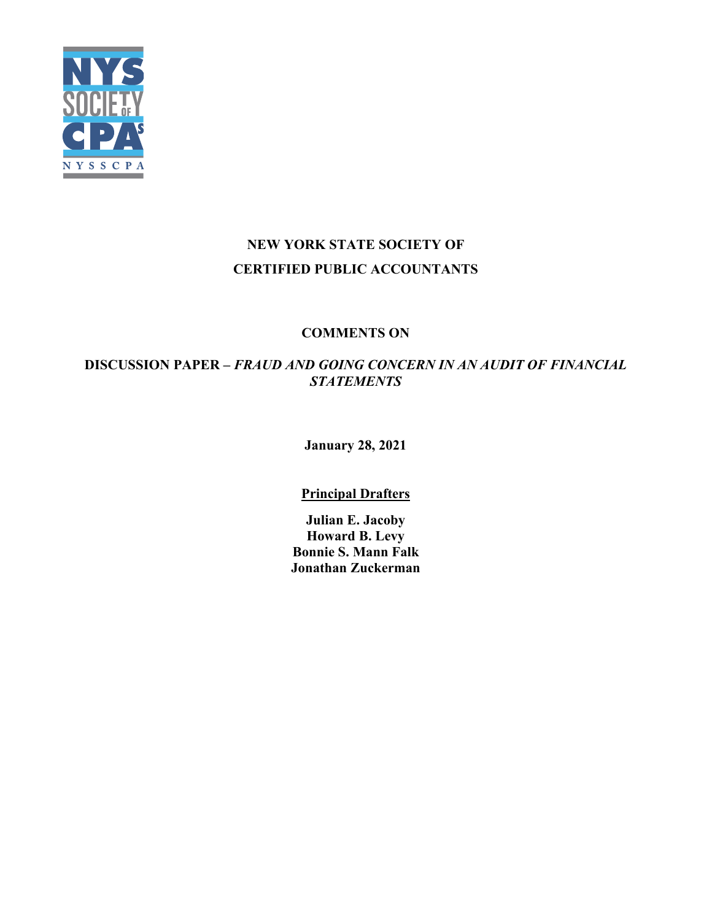**NEW YORK STATE SOCIETY OF**

**CERTIFIED PUBLIC ACCOUNTANTS**

**COMMENTS ON**

**DISCUSSION PAPER –** ***FRAUD AND GOING CONCERN IN AN AUDIT OF FINANCIAL STATEMENTS***

**January 28, 2021**

**Principal Drafters**

**Julian E. Jacoby**
**Howard B. Levy**
**Bonnie S. Mann Falk**
**Jonathan Zuckerman**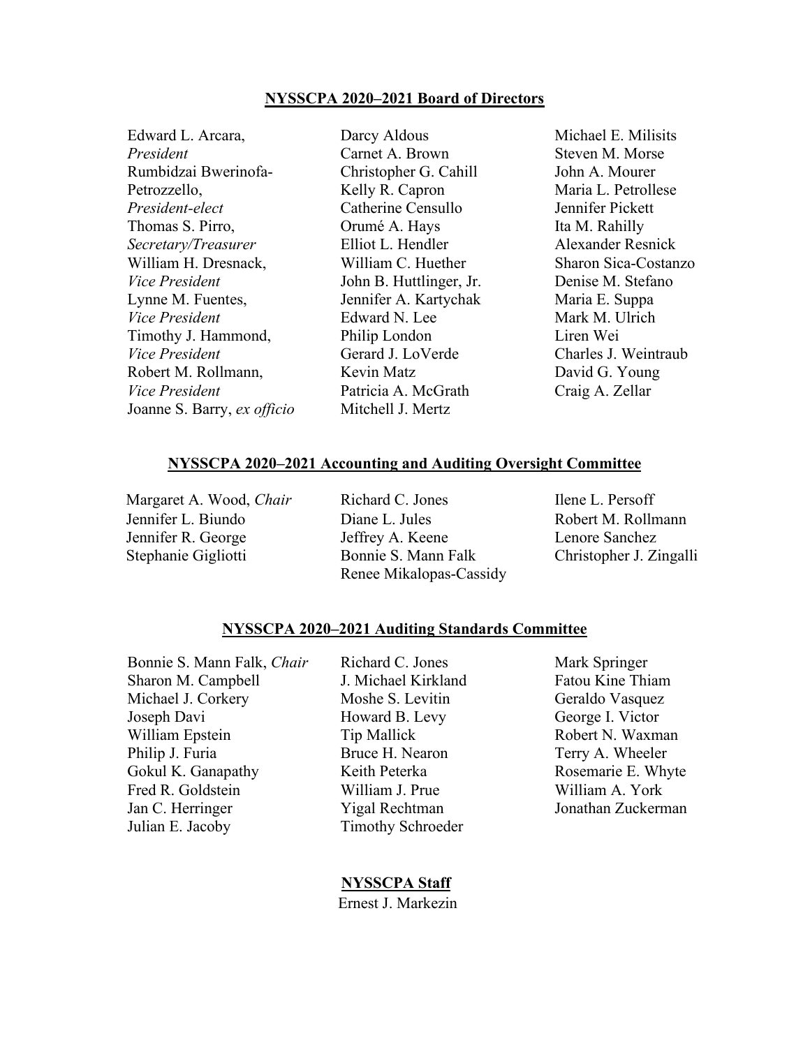## NYSSCPA 2020–2021 Board of Directors

Edward L. Arcara, *President*
Rumbidzai Bwerinofa-Petrozzello, *President-elect*
Thomas S. Pirro, *Secretary/Treasurer*
William H. Dresnack, *Vice President*
Lynne M. Fuentes, *Vice President*
Timothy J. Hammond, *Vice President*
Robert M. Rollmann, *Vice President*
Joanne S. Barry, *ex officio*
Darcy Aldous
Carnet A. Brown
Christopher G. Cahill
Kelly R. Capron
Catherine Censullo
Orumé A. Hays
Elliot L. Hendler
William C. Huether
John B. Huttlinger, Jr.
Jennifer A. Kartychak
Edward N. Lee
Philip London
Gerard J. LoVerde
Kevin Matz
Patricia A. McGrath
Mitchell J. Mertz
Michael E. Milisits
Steven M. Morse
John A. Mourer
Maria L. Petrollese
Jennifer Pickett
Ita M. Rahilly
Alexander Resnick
Sharon Sica-Costanzo
Denise M. Stefano
Maria E. Suppa
Mark M. Ulrich
Liren Wei
Charles J. Weintraub
David G. Young
Craig A. Zellar

## NYSSCPA 2020–2021 Accounting and Auditing Oversight Committee

Margaret A. Wood, *Chair*
Jennifer L. Biundo
Jennifer R. George
Stephanie Gigliotti
Richard C. Jones
Diane L. Jules
Jeffrey A. Keene
Bonnie S. Mann Falk
Renee Mikalopas-Cassidy
Ilene L. Persoff
Robert M. Rollmann
Lenore Sanchez
Christopher J. Zingalli

## NYSSCPA 2020–2021 Auditing Standards Committee

Bonnie S. Mann Falk, *Chair*
Sharon M. Campbell
Michael J. Corkery
Joseph Davi
William Epstein
Philip J. Furia
Gokul K. Ganapathy
Fred R. Goldstein
Jan C. Herringer
Julian E. Jacoby
Richard C. Jones
J. Michael Kirkland
Moshe S. Levitin
Howard B. Levy
Tip Mallick
Bruce H. Nearon
Keith Peterka
William J. Prue
Yigal Rechtman
Timothy Schroeder
Mark Springer
Fatou Kine Thiam
Geraldo Vasquez
George I. Victor
Robert N. Waxman
Terry A. Wheeler
Rosemarie E. Whyte
William A. York
Jonathan Zuckerman

## NYSSCPA Staff

Ernest J. Markezin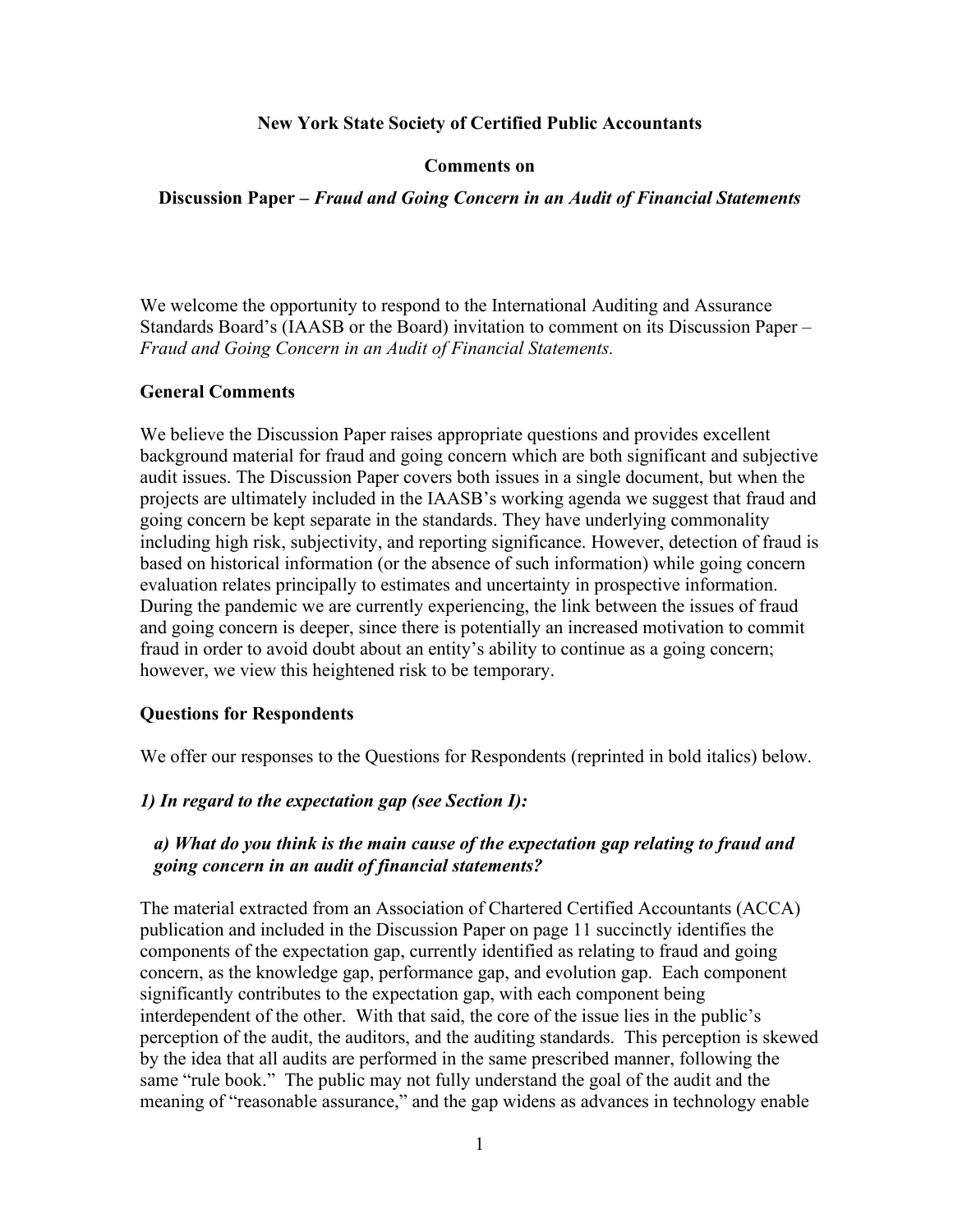**New York State Society of Certified Public Accountants**

**Comments on**

**Discussion Paper –** ***Fraud and Going Concern in an Audit of Financial Statements***

We welcome the opportunity to respond to the International Auditing and Assurance Standards Board's (IAASB or the Board) invitation to comment on its Discussion Paper – *Fraud and Going Concern in an Audit of Financial Statements.*

## General Comments

We believe the Discussion Paper raises appropriate questions and provides excellent background material for fraud and going concern which are both significant and subjective audit issues. The Discussion Paper covers both issues in a single document, but when the projects are ultimately included in the IAASB's working agenda we suggest that fraud and going concern be kept separate in the standards. They have underlying commonality including high risk, subjectivity, and reporting significance. However, detection of fraud is based on historical information (or the absence of such information) while going concern evaluation relates principally to estimates and uncertainty in prospective information. During the pandemic we are currently experiencing, the link between the issues of fraud and going concern is deeper, since there is potentially an increased motivation to commit fraud in order to avoid doubt about an entity's ability to continue as a going concern; however, we view this heightened risk to be temporary.

## Questions for Respondents

We offer our responses to the Questions for Respondents (reprinted in bold italics) below.

***1) In regard to the expectation gap (see Section I):***

***a) What do you think is the main cause of the expectation gap relating to fraud and going concern in an audit of financial statements?***

The material extracted from an Association of Chartered Certified Accountants (ACCA) publication and included in the Discussion Paper on page 11 succinctly identifies the components of the expectation gap, currently identified as relating to fraud and going concern, as the knowledge gap, performance gap, and evolution gap. Each component significantly contributes to the expectation gap, with each component being interdependent of the other. With that said, the core of the issue lies in the public's perception of the audit, the auditors, and the auditing standards. This perception is skewed by the idea that all audits are performed in the same prescribed manner, following the same "rule book." The public may not fully understand the goal of the audit and the meaning of "reasonable assurance," and the gap widens as advances in technology enable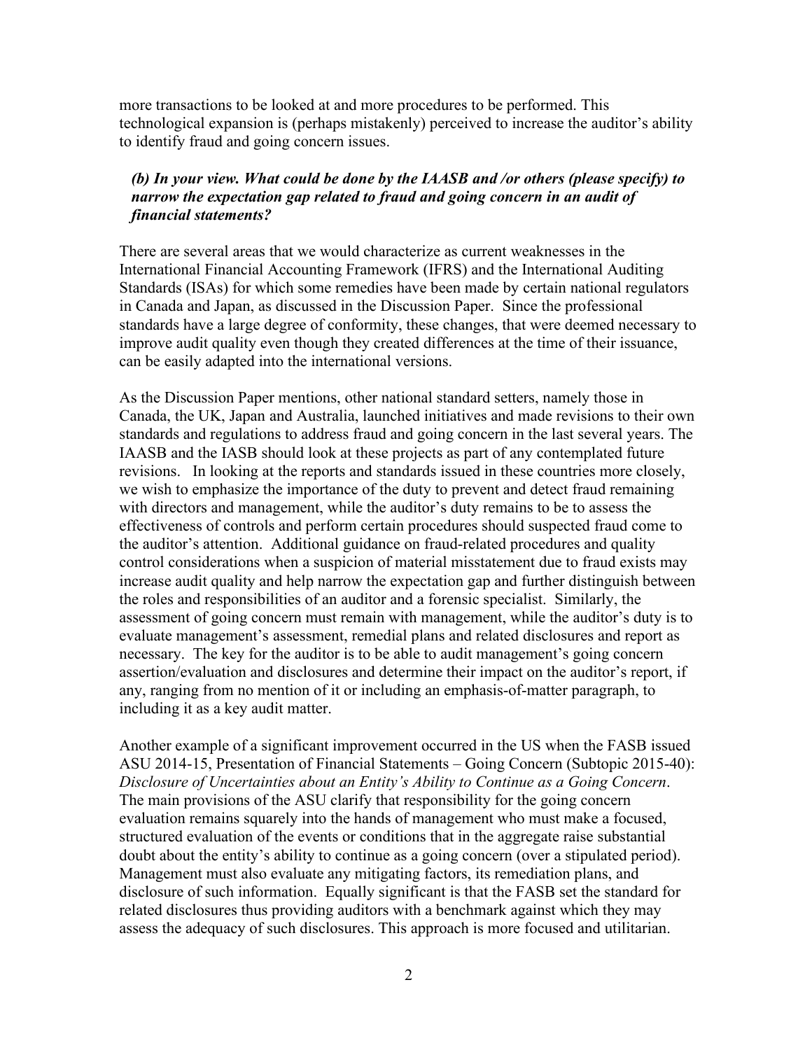more transactions to be looked at and more procedures to be performed. This technological expansion is (perhaps mistakenly) perceived to increase the auditor's ability to identify fraud and going concern issues.

***(b) In your view. What could be done by the IAASB and /or others (please specify) to narrow the expectation gap related to fraud and going concern in an audit of financial statements?***

There are several areas that we would characterize as current weaknesses in the International Financial Accounting Framework (IFRS) and the International Auditing Standards (ISAs) for which some remedies have been made by certain national regulators in Canada and Japan, as discussed in the Discussion Paper. Since the professional standards have a large degree of conformity, these changes, that were deemed necessary to improve audit quality even though they created differences at the time of their issuance, can be easily adapted into the international versions.

As the Discussion Paper mentions, other national standard setters, namely those in Canada, the UK, Japan and Australia, launched initiatives and made revisions to their own standards and regulations to address fraud and going concern in the last several years. The IAASB and the IASB should look at these projects as part of any contemplated future revisions. In looking at the reports and standards issued in these countries more closely, we wish to emphasize the importance of the duty to prevent and detect fraud remaining with directors and management, while the auditor's duty remains to be to assess the effectiveness of controls and perform certain procedures should suspected fraud come to the auditor's attention. Additional guidance on fraud-related procedures and quality control considerations when a suspicion of material misstatement due to fraud exists may increase audit quality and help narrow the expectation gap and further distinguish between the roles and responsibilities of an auditor and a forensic specialist. Similarly, the assessment of going concern must remain with management, while the auditor's duty is to evaluate management's assessment, remedial plans and related disclosures and report as necessary. The key for the auditor is to be able to audit management's going concern assertion/evaluation and disclosures and determine their impact on the auditor's report, if any, ranging from no mention of it or including an emphasis-of-matter paragraph, to including it as a key audit matter.

Another example of a significant improvement occurred in the US when the FASB issued ASU 2014-15, Presentation of Financial Statements – Going Concern (Subtopic 2015-40): *Disclosure of Uncertainties about an Entity's Ability to Continue as a Going Concern*. The main provisions of the ASU clarify that responsibility for the going concern evaluation remains squarely into the hands of management who must make a focused, structured evaluation of the events or conditions that in the aggregate raise substantial doubt about the entity's ability to continue as a going concern (over a stipulated period). Management must also evaluate any mitigating factors, its remediation plans, and disclosure of such information. Equally significant is that the FASB set the standard for related disclosures thus providing auditors with a benchmark against which they may assess the adequacy of such disclosures. This approach is more focused and utilitarian.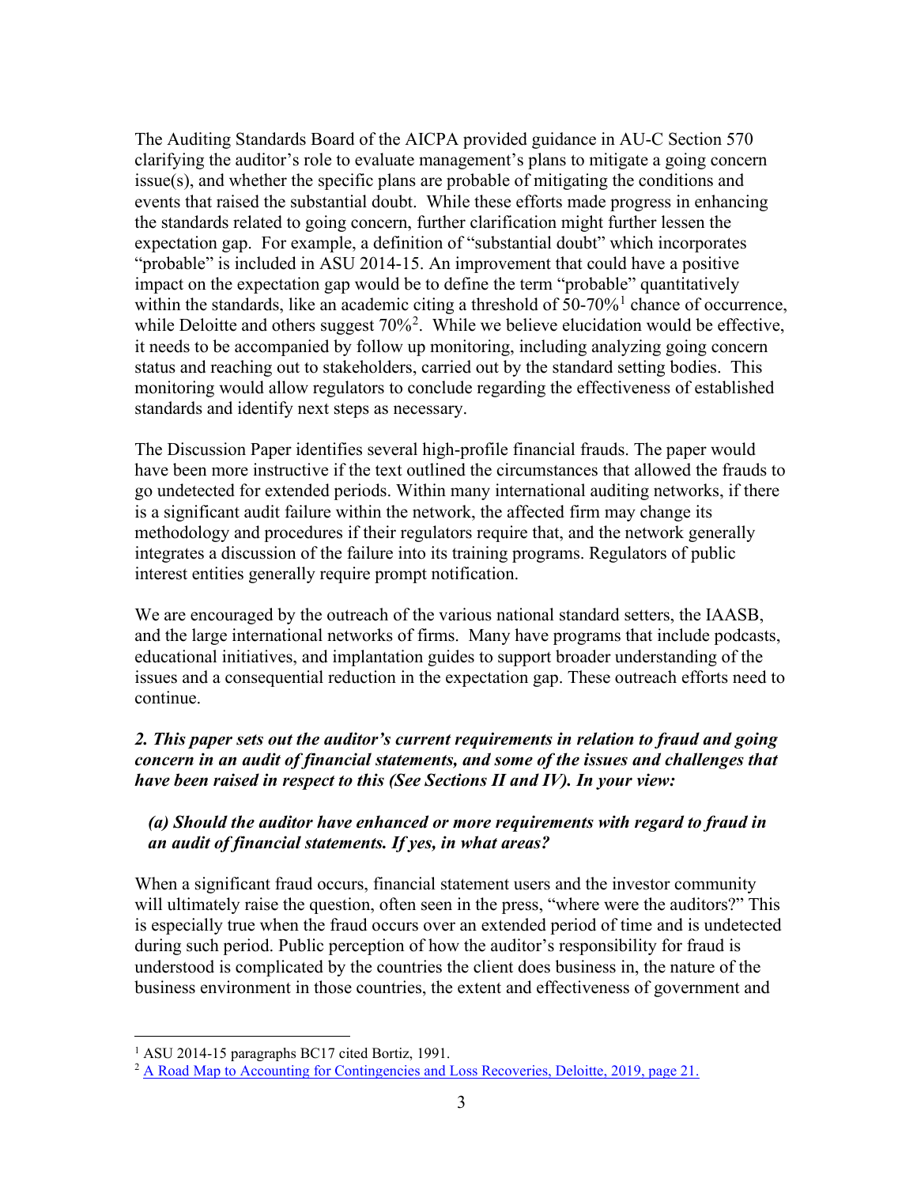The Auditing Standards Board of the AICPA provided guidance in AU-C Section 570 clarifying the auditor's role to evaluate management's plans to mitigate a going concern issue(s), and whether the specific plans are probable of mitigating the conditions and events that raised the substantial doubt. While these efforts made progress in enhancing the standards related to going concern, further clarification might further lessen the expectation gap. For example, a definition of "substantial doubt" which incorporates "probable" is included in ASU 2014-15. An improvement that could have a positive impact on the expectation gap would be to define the term "probable" quantitatively within the standards, like an academic citing a threshold of 50-70%[1] chance of occurrence, while Deloitte and others suggest 70%[2]. While we believe elucidation would be effective, it needs to be accompanied by follow up monitoring, including analyzing going concern status and reaching out to stakeholders, carried out by the standard setting bodies. This monitoring would allow regulators to conclude regarding the effectiveness of established standards and identify next steps as necessary.

The Discussion Paper identifies several high-profile financial frauds. The paper would have been more instructive if the text outlined the circumstances that allowed the frauds to go undetected for extended periods. Within many international auditing networks, if there is a significant audit failure within the network, the affected firm may change its methodology and procedures if their regulators require that, and the network generally integrates a discussion of the failure into its training programs. Regulators of public interest entities generally require prompt notification.

We are encouraged by the outreach of the various national standard setters, the IAASB, and the large international networks of firms. Many have programs that include podcasts, educational initiatives, and implantation guides to support broader understanding of the issues and a consequential reduction in the expectation gap. These outreach efforts need to continue.

***2. This paper sets out the auditor's current requirements in relation to fraud and going concern in an audit of financial statements, and some of the issues and challenges that have been raised in respect to this (See Sections II and IV). In your view:***

***(a) Should the auditor have enhanced or more requirements with regard to fraud in an audit of financial statements. If yes, in what areas?***

When a significant fraud occurs, financial statement users and the investor community will ultimately raise the question, often seen in the press, "where were the auditors?" This is especially true when the fraud occurs over an extended period of time and is undetected during such period. Public perception of how the auditor's responsibility for fraud is understood is complicated by the countries the client does business in, the nature of the business environment in those countries, the extent and effectiveness of government and

---

[1] ASU 2014-15 paragraphs BC17 cited Bortiz, 1991.

[2] A Road Map to Accounting for Contingencies and Loss Recoveries, Deloitte, 2019, page 21.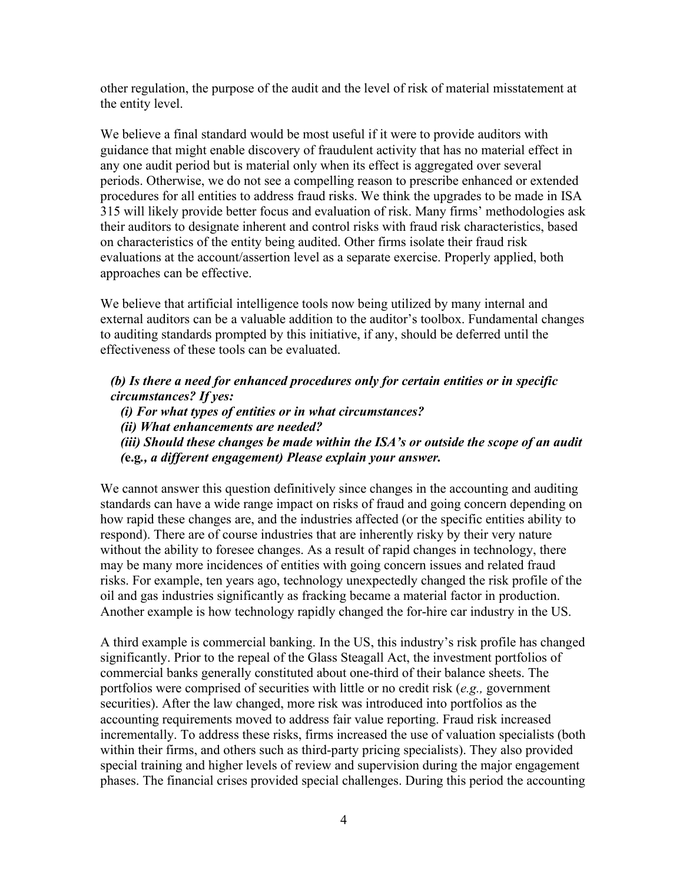other regulation, the purpose of the audit and the level of risk of material misstatement at the entity level.

We believe a final standard would be most useful if it were to provide auditors with guidance that might enable discovery of fraudulent activity that has no material effect in any one audit period but is material only when its effect is aggregated over several periods. Otherwise, we do not see a compelling reason to prescribe enhanced or extended procedures for all entities to address fraud risks. We think the upgrades to be made in ISA 315 will likely provide better focus and evaluation of risk. Many firms' methodologies ask their auditors to designate inherent and control risks with fraud risk characteristics, based on characteristics of the entity being audited. Other firms isolate their fraud risk evaluations at the account/assertion level as a separate exercise. Properly applied, both approaches can be effective.

We believe that artificial intelligence tools now being utilized by many internal and external auditors can be a valuable addition to the auditor's toolbox. Fundamental changes to auditing standards prompted by this initiative, if any, should be deferred until the effectiveness of these tools can be evaluated.

***(b) Is there a need for enhanced procedures only for certain entities or in specific circumstances? If yes:***

***(i) For what types of entities or in what circumstances?***

***(ii) What enhancements are needed?***

***(iii) Should these changes be made within the ISA's or outside the scope of an audit (e.g., a different engagement) Please explain your answer.***

We cannot answer this question definitively since changes in the accounting and auditing standards can have a wide range impact on risks of fraud and going concern depending on how rapid these changes are, and the industries affected (or the specific entities ability to respond). There are of course industries that are inherently risky by their very nature without the ability to foresee changes. As a result of rapid changes in technology, there may be many more incidences of entities with going concern issues and related fraud risks. For example, ten years ago, technology unexpectedly changed the risk profile of the oil and gas industries significantly as fracking became a material factor in production. Another example is how technology rapidly changed the for-hire car industry in the US.

A third example is commercial banking. In the US, this industry's risk profile has changed significantly. Prior to the repeal of the Glass Steagall Act, the investment portfolios of commercial banks generally constituted about one-third of their balance sheets. The portfolios were comprised of securities with little or no credit risk (*e.g.,* government securities). After the law changed, more risk was introduced into portfolios as the accounting requirements moved to address fair value reporting. Fraud risk increased incrementally. To address these risks, firms increased the use of valuation specialists (both within their firms, and others such as third-party pricing specialists). They also provided special training and higher levels of review and supervision during the major engagement phases. The financial crises provided special challenges. During this period the accounting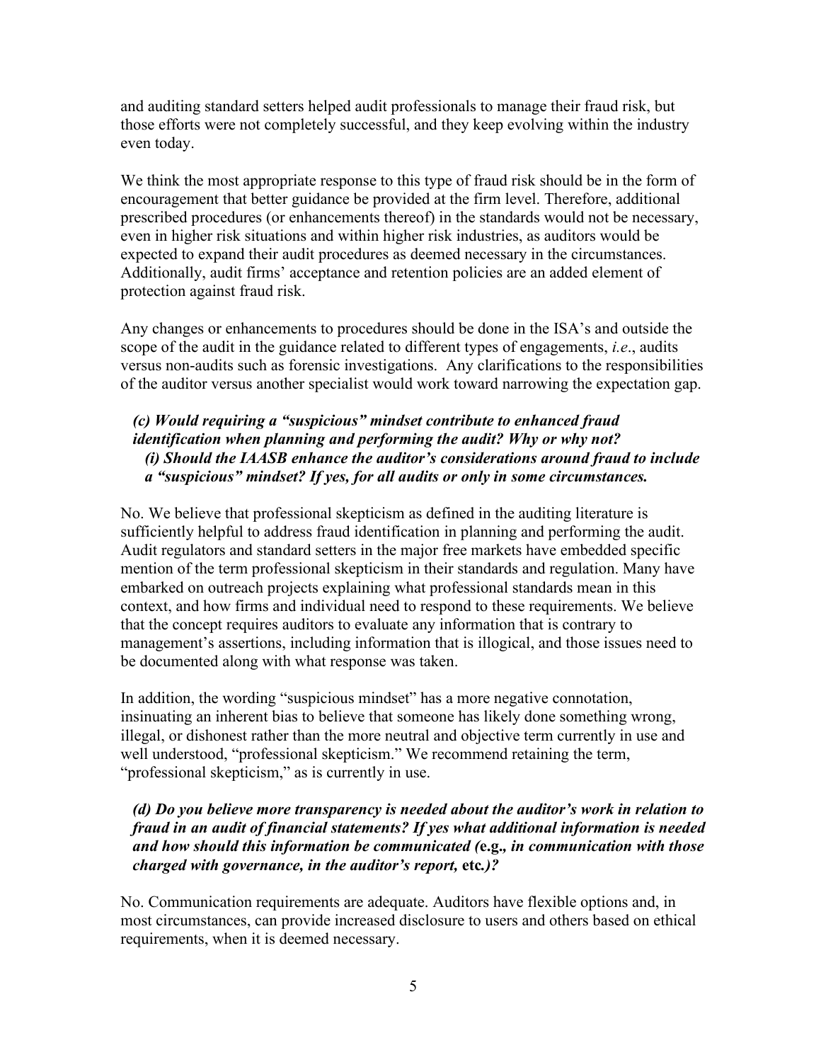and auditing standard setters helped audit professionals to manage their fraud risk, but those efforts were not completely successful, and they keep evolving within the industry even today.

We think the most appropriate response to this type of fraud risk should be in the form of encouragement that better guidance be provided at the firm level. Therefore, additional prescribed procedures (or enhancements thereof) in the standards would not be necessary, even in higher risk situations and within higher risk industries, as auditors would be expected to expand their audit procedures as deemed necessary in the circumstances. Additionally, audit firms' acceptance and retention policies are an added element of protection against fraud risk.

Any changes or enhancements to procedures should be done in the ISA's and outside the scope of the audit in the guidance related to different types of engagements, *i.e*., audits versus non-audits such as forensic investigations. Any clarifications to the responsibilities of the auditor versus another specialist would work toward narrowing the expectation gap.

***(c) Would requiring a "suspicious" mindset contribute to enhanced fraud identification when planning and performing the audit? Why or why not?***
***(i) Should the IAASB enhance the auditor's considerations around fraud to include a "suspicious" mindset? If yes, for all audits or only in some circumstances.***

No. We believe that professional skepticism as defined in the auditing literature is sufficiently helpful to address fraud identification in planning and performing the audit. Audit regulators and standard setters in the major free markets have embedded specific mention of the term professional skepticism in their standards and regulation. Many have embarked on outreach projects explaining what professional standards mean in this context, and how firms and individual need to respond to these requirements. We believe that the concept requires auditors to evaluate any information that is contrary to management's assertions, including information that is illogical, and those issues need to be documented along with what response was taken.

In addition, the wording "suspicious mindset" has a more negative connotation, insinuating an inherent bias to believe that someone has likely done something wrong, illegal, or dishonest rather than the more neutral and objective term currently in use and well understood, "professional skepticism." We recommend retaining the term, "professional skepticism," as is currently in use.

***(d) Do you believe more transparency is needed about the auditor's work in relation to fraud in an audit of financial statements? If yes what additional information is needed and how should this information be communicated (*****e.g.*****, in communication with those charged with governance, in the auditor's report,* **etc.***)?***

No. Communication requirements are adequate. Auditors have flexible options and, in most circumstances, can provide increased disclosure to users and others based on ethical requirements, when it is deemed necessary.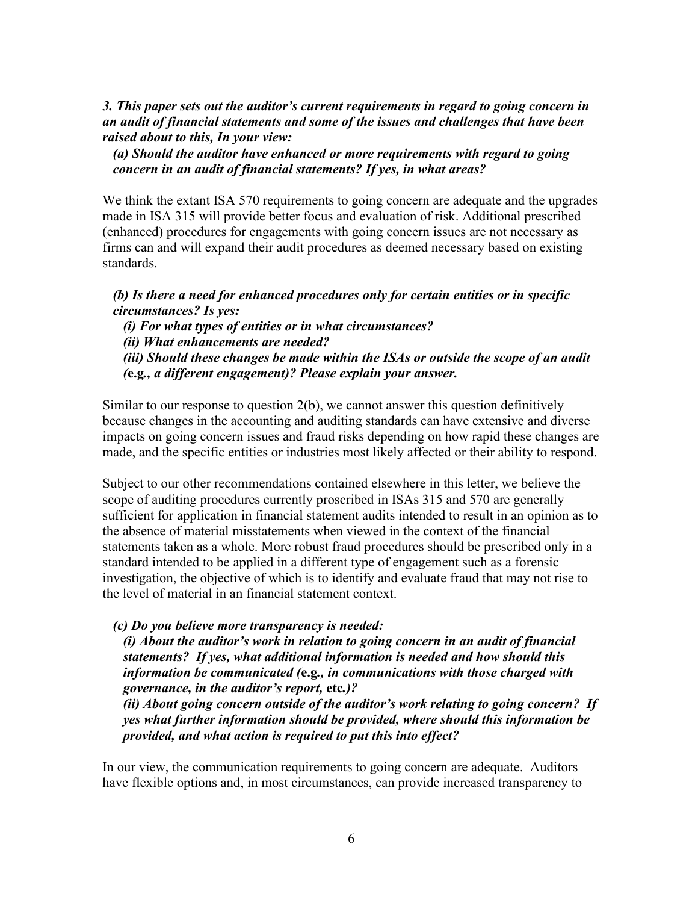***3. This paper sets out the auditor's current requirements in regard to going concern in an audit of financial statements and some of the issues and challenges that have been raised about to this, In your view:***

***(a) Should the auditor have enhanced or more requirements with regard to going concern in an audit of financial statements? If yes, in what areas?***

We think the extant ISA 570 requirements to going concern are adequate and the upgrades made in ISA 315 will provide better focus and evaluation of risk. Additional prescribed (enhanced) procedures for engagements with going concern issues are not necessary as firms can and will expand their audit procedures as deemed necessary based on existing standards.

***(b) Is there a need for enhanced procedures only for certain entities or in specific circumstances? Is yes:***

***(i) For what types of entities or in what circumstances?***

***(ii) What enhancements are needed?***

***(iii) Should these changes be made within the ISAs or outside the scope of an audit (*****e.g*****., a different engagement)? Please explain your answer.***

Similar to our response to question 2(b), we cannot answer this question definitively because changes in the accounting and auditing standards can have extensive and diverse impacts on going concern issues and fraud risks depending on how rapid these changes are made, and the specific entities or industries most likely affected or their ability to respond.

Subject to our other recommendations contained elsewhere in this letter, we believe the scope of auditing procedures currently proscribed in ISAs 315 and 570 are generally sufficient for application in financial statement audits intended to result in an opinion as to the absence of material misstatements when viewed in the context of the financial statements taken as a whole. More robust fraud procedures should be prescribed only in a standard intended to be applied in a different type of engagement such as a forensic investigation, the objective of which is to identify and evaluate fraud that may not rise to the level of material in an financial statement context.

***(c) Do you believe more transparency is needed:***

***(i) About the auditor's work in relation to going concern in an audit of financial statements? If yes, what additional information is needed and how should this information be communicated (*****e.g*****., in communications with those charged with governance, in the auditor's report,* **etc***.)?***

***(ii) About going concern outside of the auditor's work relating to going concern? If yes what further information should be provided, where should this information be provided, and what action is required to put this into effect?***

In our view, the communication requirements to going concern are adequate. Auditors have flexible options and, in most circumstances, can provide increased transparency to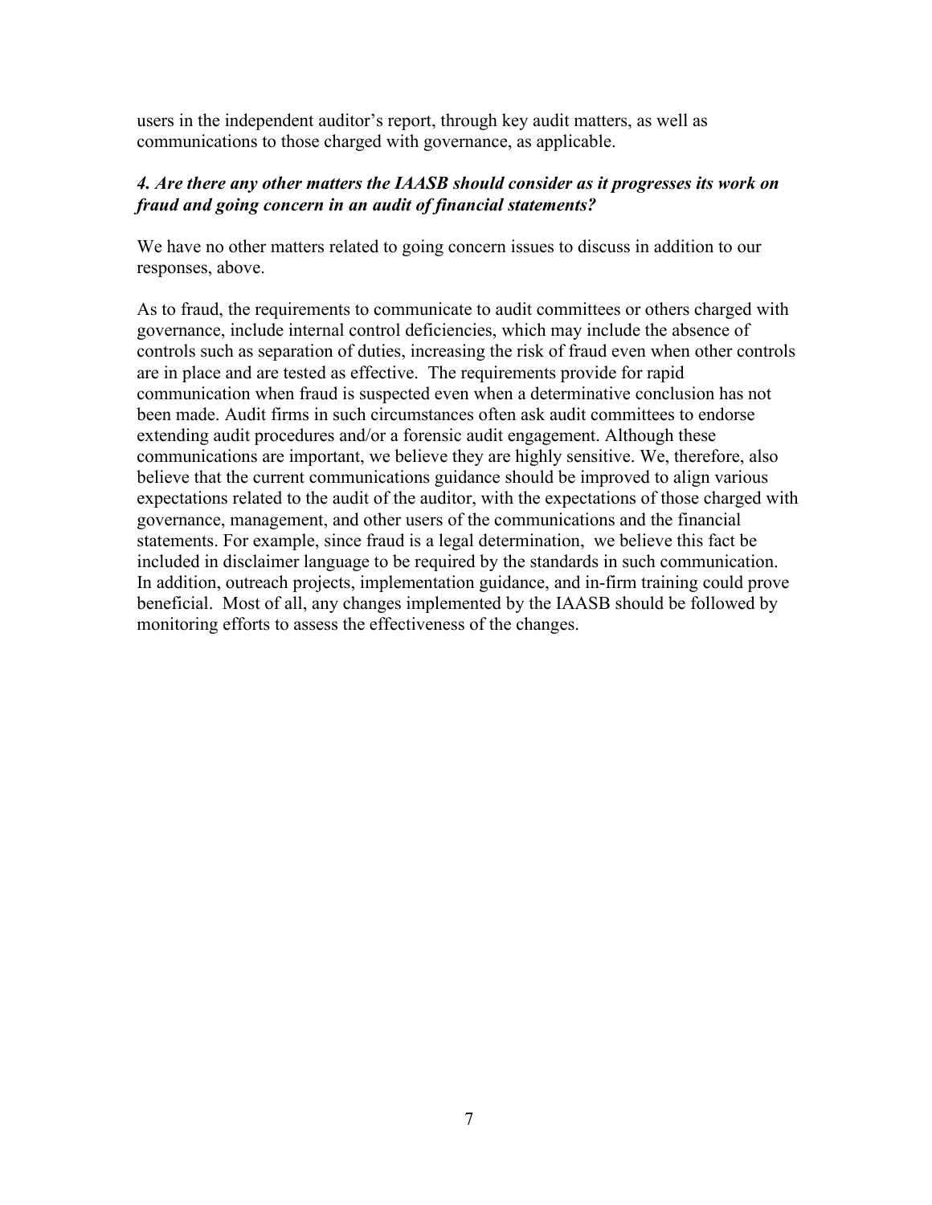users in the independent auditor's report, through key audit matters, as well as communications to those charged with governance, as applicable.

***4. Are there any other matters the IAASB should consider as it progresses its work on fraud and going concern in an audit of financial statements?***

We have no other matters related to going concern issues to discuss in addition to our responses, above.

As to fraud, the requirements to communicate to audit committees or others charged with governance, include internal control deficiencies, which may include the absence of controls such as separation of duties, increasing the risk of fraud even when other controls are in place and are tested as effective. The requirements provide for rapid communication when fraud is suspected even when a determinative conclusion has not been made. Audit firms in such circumstances often ask audit committees to endorse extending audit procedures and/or a forensic audit engagement. Although these communications are important, we believe they are highly sensitive. We, therefore, also believe that the current communications guidance should be improved to align various expectations related to the audit of the auditor, with the expectations of those charged with governance, management, and other users of the communications and the financial statements. For example, since fraud is a legal determination, we believe this fact be included in disclaimer language to be required by the standards in such communication. In addition, outreach projects, implementation guidance, and in-firm training could prove beneficial. Most of all, any changes implemented by the IAASB should be followed by monitoring efforts to assess the effectiveness of the changes.